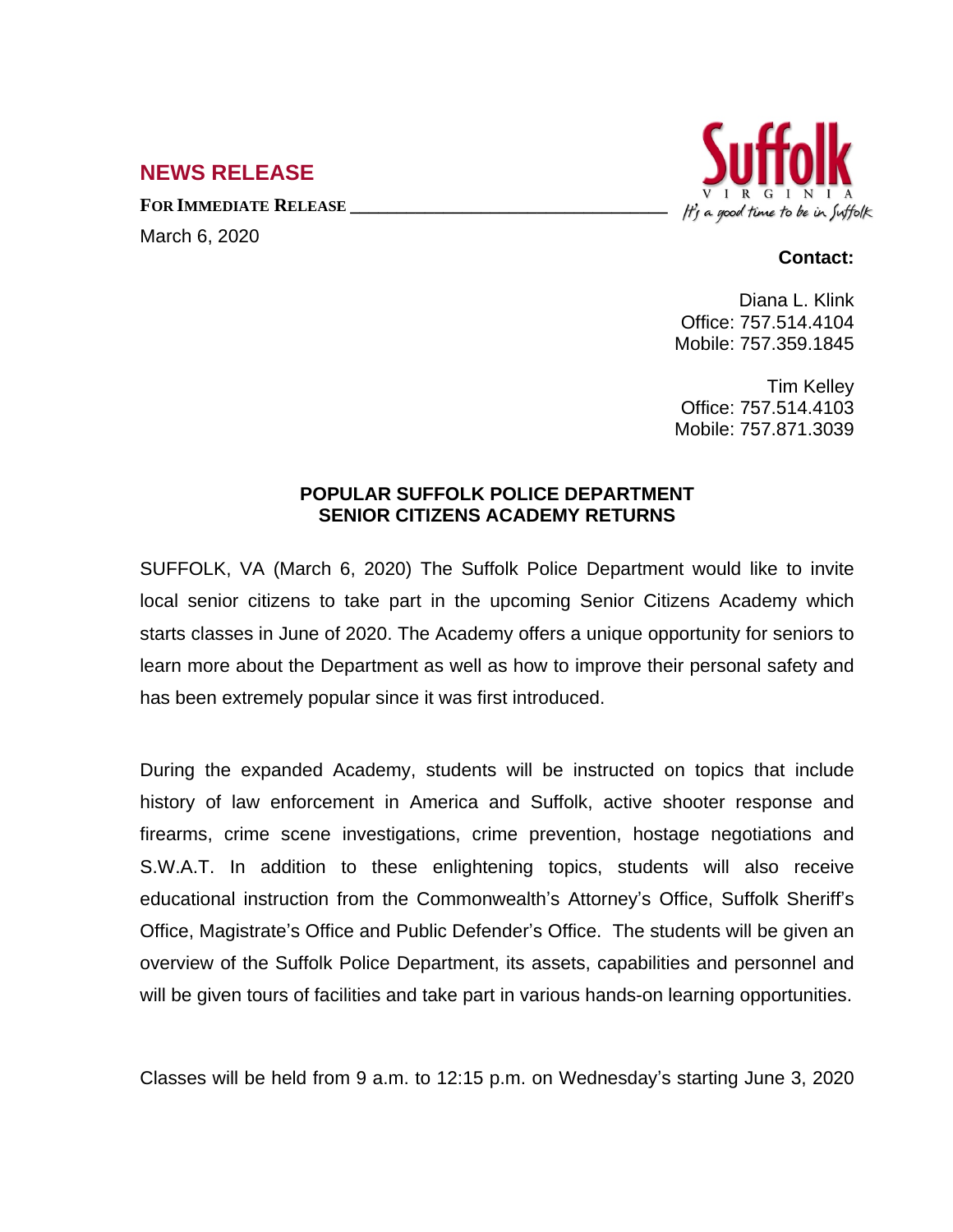## NEWS RELEASE

**FOR IMMEDIATE RELEASE**

March 6, 2020

Suffolk VIRGINIA *It's a good time to be in Suffolk*

**Contact:**

Diana L. Klink
Office: 757.514.4104
Mobile: 757.359.1845

Tim Kelley
Office: 757.514.4103
Mobile: 757.871.3039

### POPULAR SUFFOLK POLICE DEPARTMENT SENIOR CITIZENS ACADEMY RETURNS

SUFFOLK, VA (March 6, 2020) The Suffolk Police Department would like to invite local senior citizens to take part in the upcoming Senior Citizens Academy which starts classes in June of 2020. The Academy offers a unique opportunity for seniors to learn more about the Department as well as how to improve their personal safety and has been extremely popular since it was first introduced.

During the expanded Academy, students will be instructed on topics that include history of law enforcement in America and Suffolk, active shooter response and firearms, crime scene investigations, crime prevention, hostage negotiations and S.W.A.T. In addition to these enlightening topics, students will also receive educational instruction from the Commonwealth's Attorney's Office, Suffolk Sheriff's Office, Magistrate's Office and Public Defender's Office. The students will be given an overview of the Suffolk Police Department, its assets, capabilities and personnel and will be given tours of facilities and take part in various hands-on learning opportunities.

Classes will be held from 9 a.m. to 12:15 p.m. on Wednesday's starting June 3, 2020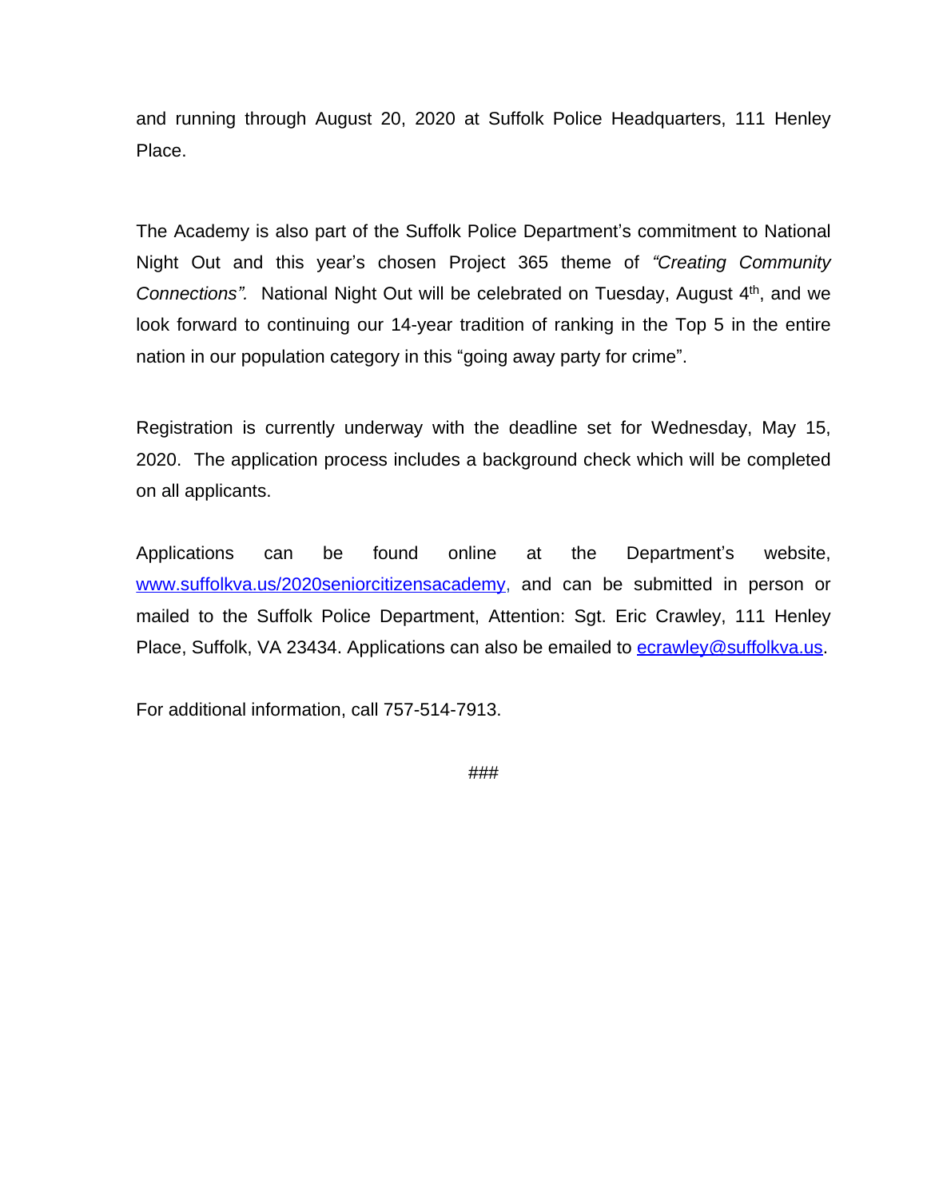and running through August 20, 2020 at Suffolk Police Headquarters, 111 Henley Place.

The Academy is also part of the Suffolk Police Department's commitment to National Night Out and this year's chosen Project 365 theme of *"Creating Community Connections".* National Night Out will be celebrated on Tuesday, August 4th, and we look forward to continuing our 14-year tradition of ranking in the Top 5 in the entire nation in our population category in this "going away party for crime".

Registration is currently underway with the deadline set for Wednesday, May 15, 2020. The application process includes a background check which will be completed on all applicants.

Applications can be found online at the Department's website, [www.suffolkva.us/2020seniorcitizensacademy](www.suffolkva.us/2020seniorcitizensacademy), and can be submitted in person or mailed to the Suffolk Police Department, Attention: Sgt. Eric Crawley, 111 Henley Place, Suffolk, VA 23434. Applications can also be emailed to [ecrawley@suffolkva.us](mailto:ecrawley@suffolkva.us).

For additional information, call 757-514-7913.

###